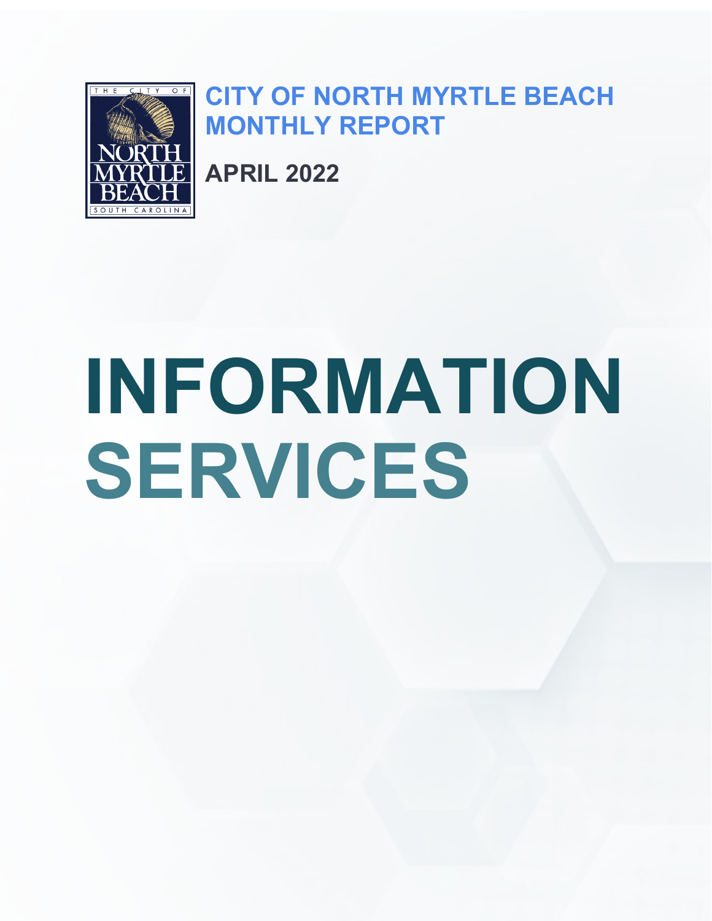# CITY OF NORTH MYRTLE BEACH MONTHLY REPORT

## APRIL 2022

# INFORMATION SERVICES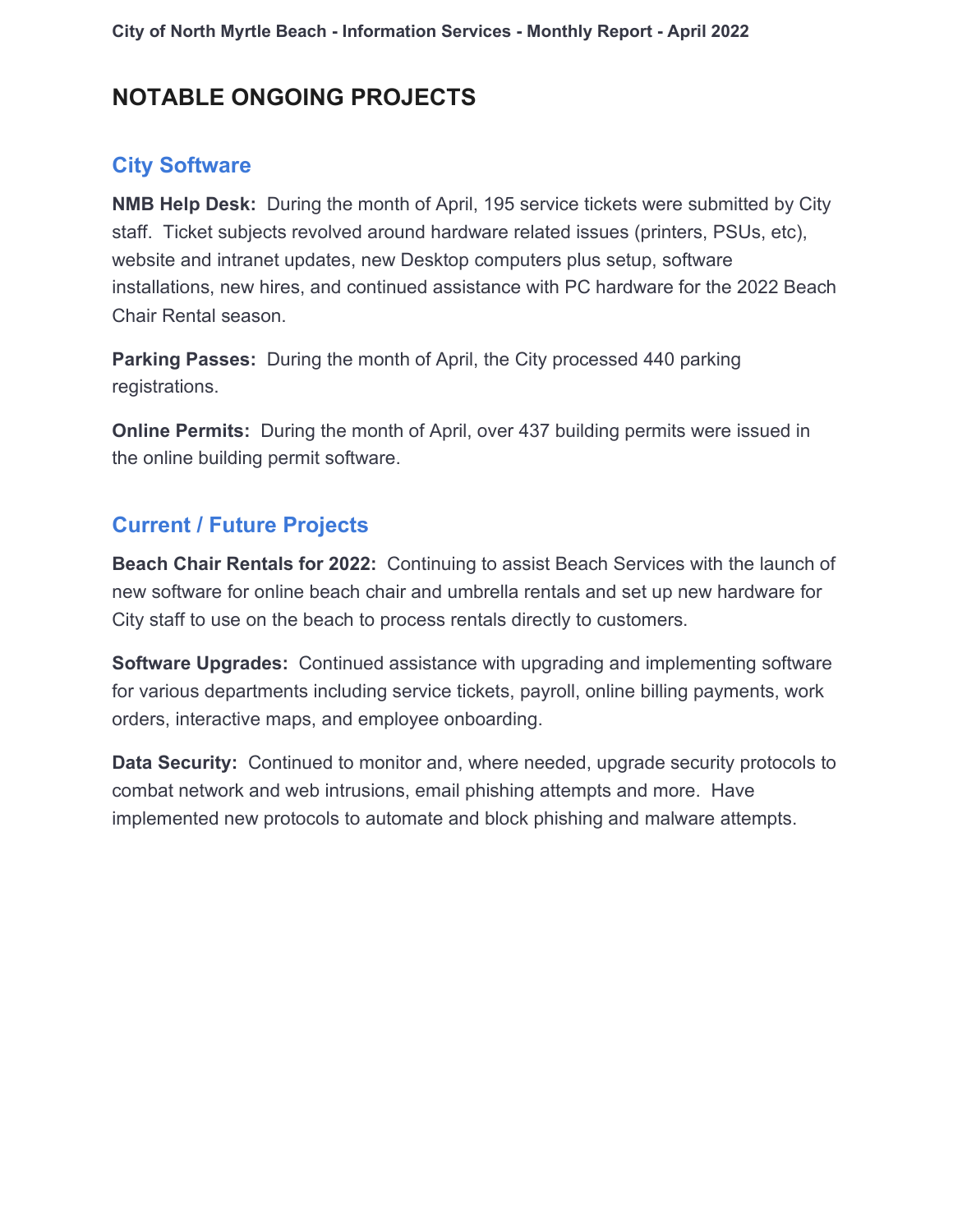## NOTABLE ONGOING PROJECTS

### City Software

**NMB Help Desk:** During the month of April, 195 service tickets were submitted by City staff. Ticket subjects revolved around hardware related issues (printers, PSUs, etc), website and intranet updates, new Desktop computers plus setup, software installations, new hires, and continued assistance with PC hardware for the 2022 Beach Chair Rental season.

**Parking Passes:** During the month of April, the City processed 440 parking registrations.

**Online Permits:** During the month of April, over 437 building permits were issued in the online building permit software.

### Current / Future Projects

**Beach Chair Rentals for 2022:** Continuing to assist Beach Services with the launch of new software for online beach chair and umbrella rentals and set up new hardware for City staff to use on the beach to process rentals directly to customers.

**Software Upgrades:** Continued assistance with upgrading and implementing software for various departments including service tickets, payroll, online billing payments, work orders, interactive maps, and employee onboarding.

**Data Security:** Continued to monitor and, where needed, upgrade security protocols to combat network and web intrusions, email phishing attempts and more. Have implemented new protocols to automate and block phishing and malware attempts.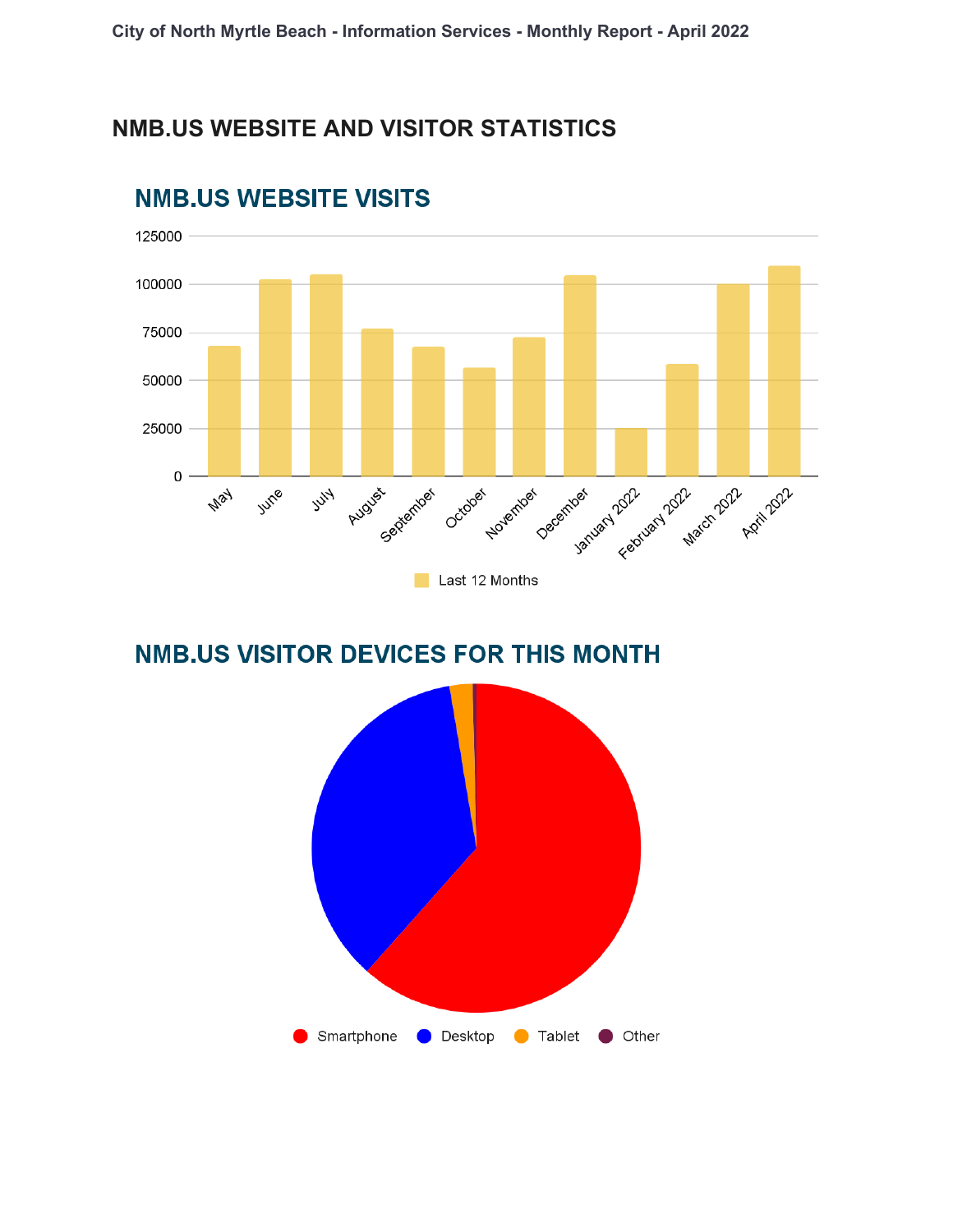## NMB.US WEBSITE AND VISITOR STATISTICS

### NMB.US WEBSITE VISITS

### NMB.US VISITOR DEVICES FOR THIS MONTH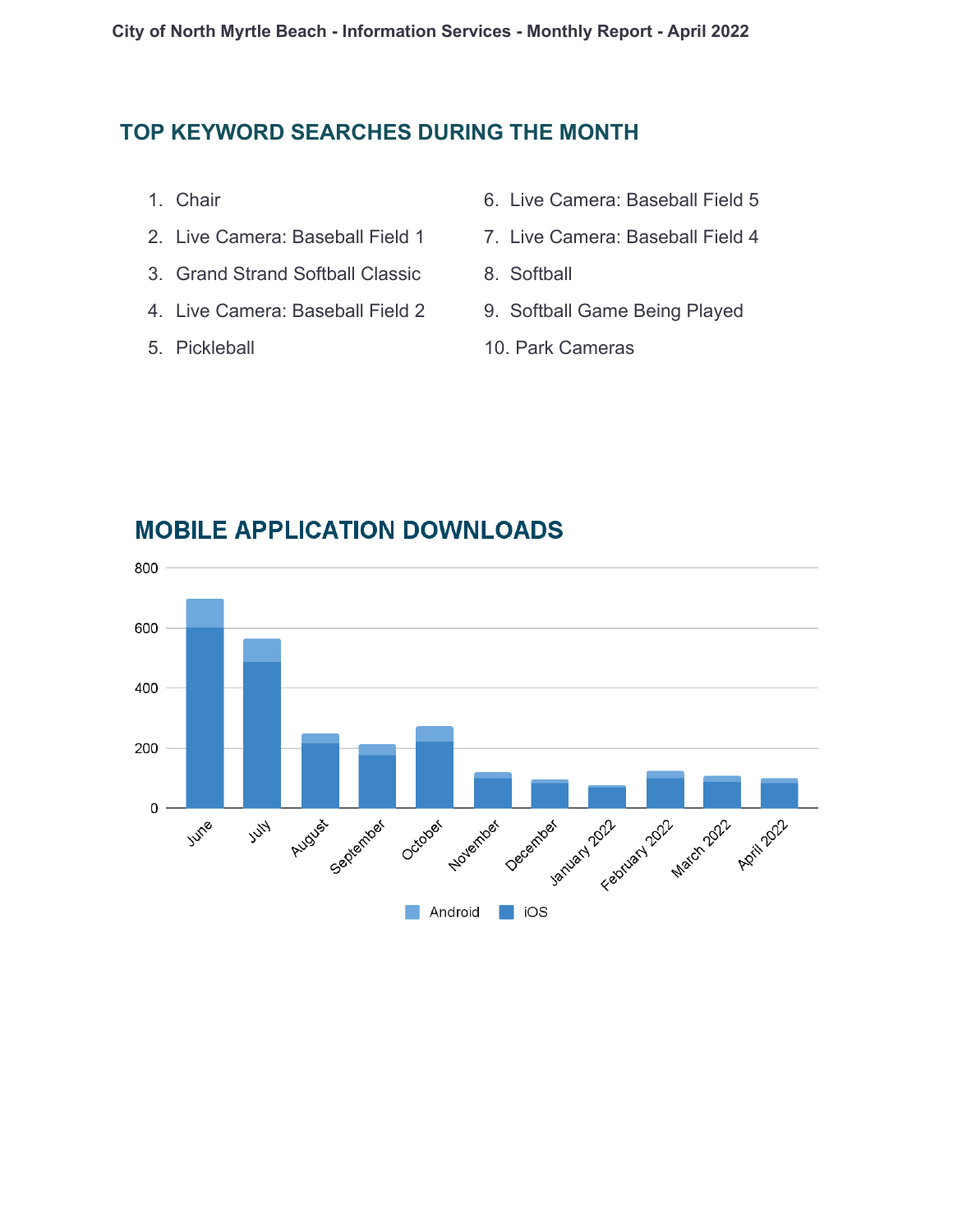## TOP KEYWORD SEARCHES DURING THE MONTH

1. Chair
2. Live Camera: Baseball Field 1
3. Grand Strand Softball Classic
4. Live Camera: Baseball Field 2
5. Pickleball
6. Live Camera: Baseball Field 5
7. Live Camera: Baseball Field 4
8. Softball
9. Softball Game Being Played
10. Park Cameras

## MOBILE APPLICATION DOWNLOADS

800
600
400
200
0

June
July
August
September
October
November
December
January 2022
February 2022
March 2022
April 2022

Android
iOS